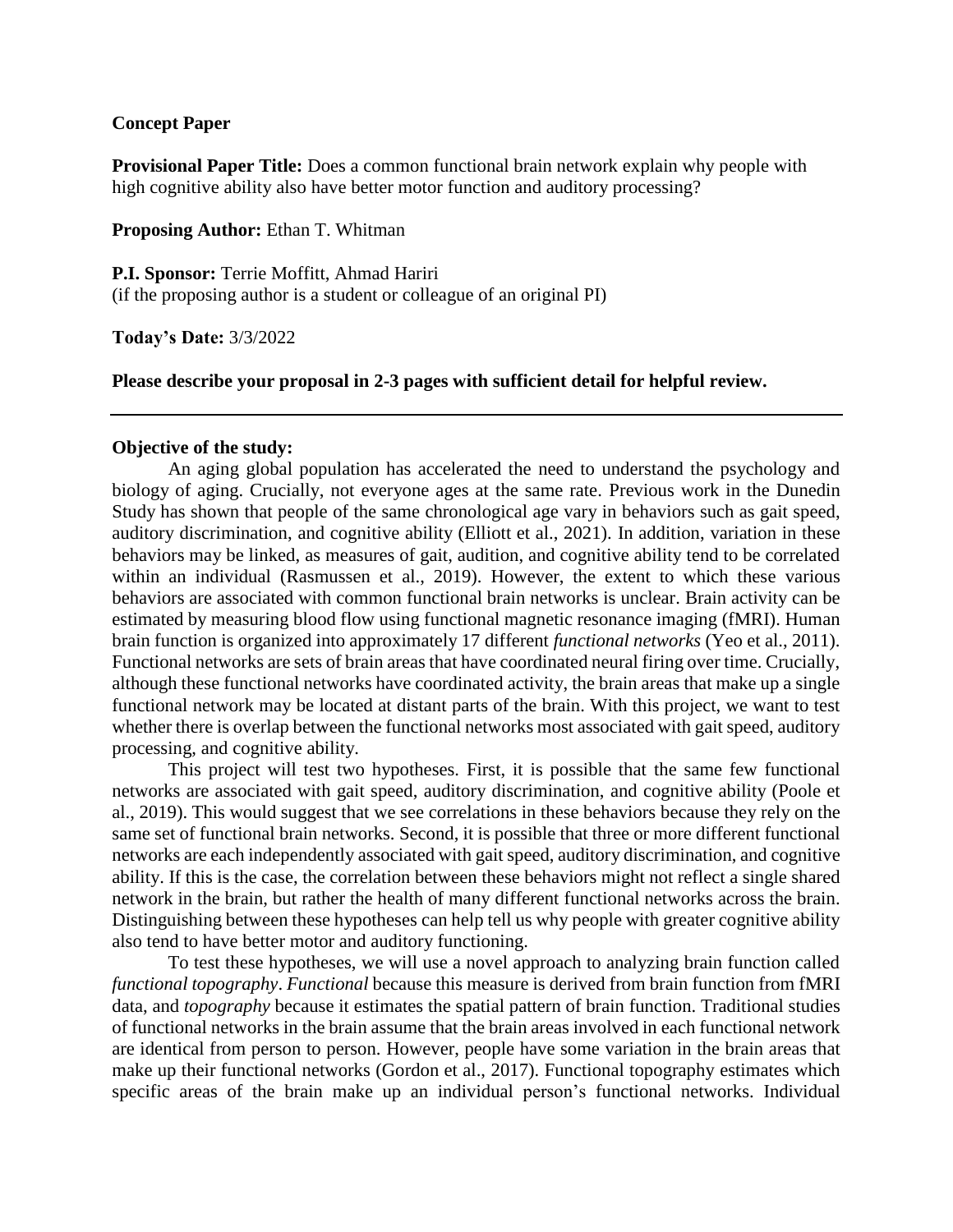**Concept Paper**

**Provisional Paper Title:** Does a common functional brain network explain why people with high cognitive ability also have better motor function and auditory processing?

**Proposing Author:** Ethan T. Whitman

**P.I. Sponsor:** Terrie Moffitt, Ahmad Hariri
(if the proposing author is a student or colleague of an original PI)

**Today's Date:** 3/3/2022

**Please describe your proposal in 2-3 pages with sufficient detail for helpful review.**

---

**Objective of the study:**

An aging global population has accelerated the need to understand the psychology and biology of aging. Crucially, not everyone ages at the same rate. Previous work in the Dunedin Study has shown that people of the same chronological age vary in behaviors such as gait speed, auditory discrimination, and cognitive ability (Elliott et al., 2021). In addition, variation in these behaviors may be linked, as measures of gait, audition, and cognitive ability tend to be correlated within an individual (Rasmussen et al., 2019). However, the extent to which these various behaviors are associated with common functional brain networks is unclear. Brain activity can be estimated by measuring blood flow using functional magnetic resonance imaging (fMRI). Human brain function is organized into approximately 17 different *functional networks* (Yeo et al., 2011). Functional networks are sets of brain areas that have coordinated neural firing over time. Crucially, although these functional networks have coordinated activity, the brain areas that make up a single functional network may be located at distant parts of the brain. With this project, we want to test whether there is overlap between the functional networks most associated with gait speed, auditory processing, and cognitive ability.

This project will test two hypotheses. First, it is possible that the same few functional networks are associated with gait speed, auditory discrimination, and cognitive ability (Poole et al., 2019). This would suggest that we see correlations in these behaviors because they rely on the same set of functional brain networks. Second, it is possible that three or more different functional networks are each independently associated with gait speed, auditory discrimination, and cognitive ability. If this is the case, the correlation between these behaviors might not reflect a single shared network in the brain, but rather the health of many different functional networks across the brain. Distinguishing between these hypotheses can help tell us why people with greater cognitive ability also tend to have better motor and auditory functioning.

To test these hypotheses, we will use a novel approach to analyzing brain function called *functional topography*. *Functional* because this measure is derived from brain function from fMRI data, and *topography* because it estimates the spatial pattern of brain function. Traditional studies of functional networks in the brain assume that the brain areas involved in each functional network are identical from person to person. However, people have some variation in the brain areas that make up their functional networks (Gordon et al., 2017). Functional topography estimates which specific areas of the brain make up an individual person's functional networks. Individual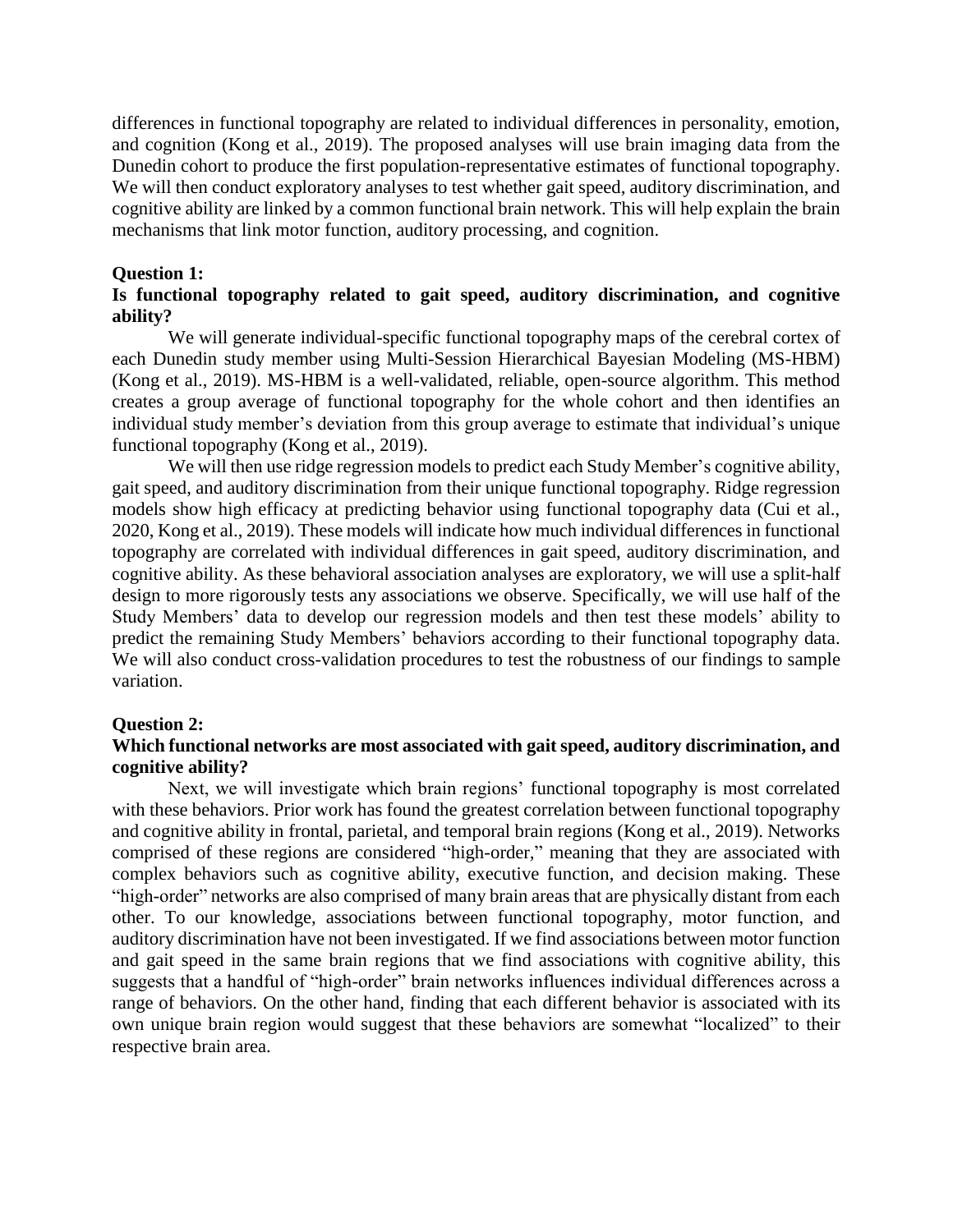differences in functional topography are related to individual differences in personality, emotion, and cognition (Kong et al., 2019). The proposed analyses will use brain imaging data from the Dunedin cohort to produce the first population-representative estimates of functional topography. We will then conduct exploratory analyses to test whether gait speed, auditory discrimination, and cognitive ability are linked by a common functional brain network. This will help explain the brain mechanisms that link motor function, auditory processing, and cognition.

**Question 1:**

**Is functional topography related to gait speed, auditory discrimination, and cognitive ability?**

We will generate individual-specific functional topography maps of the cerebral cortex of each Dunedin study member using Multi-Session Hierarchical Bayesian Modeling (MS-HBM) (Kong et al., 2019). MS-HBM is a well-validated, reliable, open-source algorithm. This method creates a group average of functional topography for the whole cohort and then identifies an individual study member's deviation from this group average to estimate that individual's unique functional topography (Kong et al., 2019).

We will then use ridge regression models to predict each Study Member's cognitive ability, gait speed, and auditory discrimination from their unique functional topography. Ridge regression models show high efficacy at predicting behavior using functional topography data (Cui et al., 2020, Kong et al., 2019). These models will indicate how much individual differences in functional topography are correlated with individual differences in gait speed, auditory discrimination, and cognitive ability. As these behavioral association analyses are exploratory, we will use a split-half design to more rigorously tests any associations we observe. Specifically, we will use half of the Study Members' data to develop our regression models and then test these models' ability to predict the remaining Study Members' behaviors according to their functional topography data. We will also conduct cross-validation procedures to test the robustness of our findings to sample variation.

**Question 2:**

**Which functional networks are most associated with gait speed, auditory discrimination, and cognitive ability?**

Next, we will investigate which brain regions' functional topography is most correlated with these behaviors. Prior work has found the greatest correlation between functional topography and cognitive ability in frontal, parietal, and temporal brain regions (Kong et al., 2019). Networks comprised of these regions are considered "high-order," meaning that they are associated with complex behaviors such as cognitive ability, executive function, and decision making. These "high-order" networks are also comprised of many brain areas that are physically distant from each other. To our knowledge, associations between functional topography, motor function, and auditory discrimination have not been investigated. If we find associations between motor function and gait speed in the same brain regions that we find associations with cognitive ability, this suggests that a handful of "high-order" brain networks influences individual differences across a range of behaviors. On the other hand, finding that each different behavior is associated with its own unique brain region would suggest that these behaviors are somewhat "localized" to their respective brain area.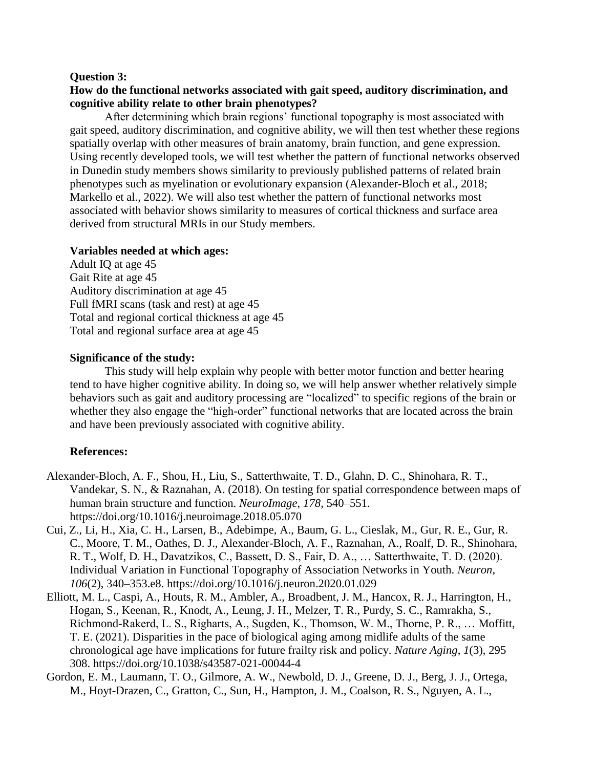**Question 3:**

**How do the functional networks associated with gait speed, auditory discrimination, and cognitive ability relate to other brain phenotypes?**

After determining which brain regions' functional topography is most associated with gait speed, auditory discrimination, and cognitive ability, we will then test whether these regions spatially overlap with other measures of brain anatomy, brain function, and gene expression. Using recently developed tools, we will test whether the pattern of functional networks observed in Dunedin study members shows similarity to previously published patterns of related brain phenotypes such as myelination or evolutionary expansion (Alexander-Bloch et al., 2018; Markello et al., 2022). We will also test whether the pattern of functional networks most associated with behavior shows similarity to measures of cortical thickness and surface area derived from structural MRIs in our Study members.

**Variables needed at which ages:**

Adult IQ at age 45
Gait Rite at age 45
Auditory discrimination at age 45
Full fMRI scans (task and rest) at age 45
Total and regional cortical thickness at age 45
Total and regional surface area at age 45

**Significance of the study:**

This study will help explain why people with better motor function and better hearing tend to have higher cognitive ability. In doing so, we will help answer whether relatively simple behaviors such as gait and auditory processing are "localized" to specific regions of the brain or whether they also engage the "high-order" functional networks that are located across the brain and have been previously associated with cognitive ability.

**References:**

Alexander-Bloch, A. F., Shou, H., Liu, S., Satterthwaite, T. D., Glahn, D. C., Shinohara, R. T., Vandekar, S. N., & Raznahan, A. (2018). On testing for spatial correspondence between maps of human brain structure and function. *NeuroImage*, *178*, 540–551. https://doi.org/10.1016/j.neuroimage.2018.05.070

Cui, Z., Li, H., Xia, C. H., Larsen, B., Adebimpe, A., Baum, G. L., Cieslak, M., Gur, R. E., Gur, R. C., Moore, T. M., Oathes, D. J., Alexander-Bloch, A. F., Raznahan, A., Roalf, D. R., Shinohara, R. T., Wolf, D. H., Davatzikos, C., Bassett, D. S., Fair, D. A., … Satterthwaite, T. D. (2020). Individual Variation in Functional Topography of Association Networks in Youth. *Neuron*, *106*(2), 340–353.e8. https://doi.org/10.1016/j.neuron.2020.01.029

Elliott, M. L., Caspi, A., Houts, R. M., Ambler, A., Broadbent, J. M., Hancox, R. J., Harrington, H., Hogan, S., Keenan, R., Knodt, A., Leung, J. H., Melzer, T. R., Purdy, S. C., Ramrakha, S., Richmond-Rakerd, L. S., Righarts, A., Sugden, K., Thomson, W. M., Thorne, P. R., … Moffitt, T. E. (2021). Disparities in the pace of biological aging among midlife adults of the same chronological age have implications for future frailty risk and policy. *Nature Aging*, *1*(3), 295–308. https://doi.org/10.1038/s43587-021-00044-4

Gordon, E. M., Laumann, T. O., Gilmore, A. W., Newbold, D. J., Greene, D. J., Berg, J. J., Ortega, M., Hoyt-Drazen, C., Gratton, C., Sun, H., Hampton, J. M., Coalson, R. S., Nguyen, A. L.,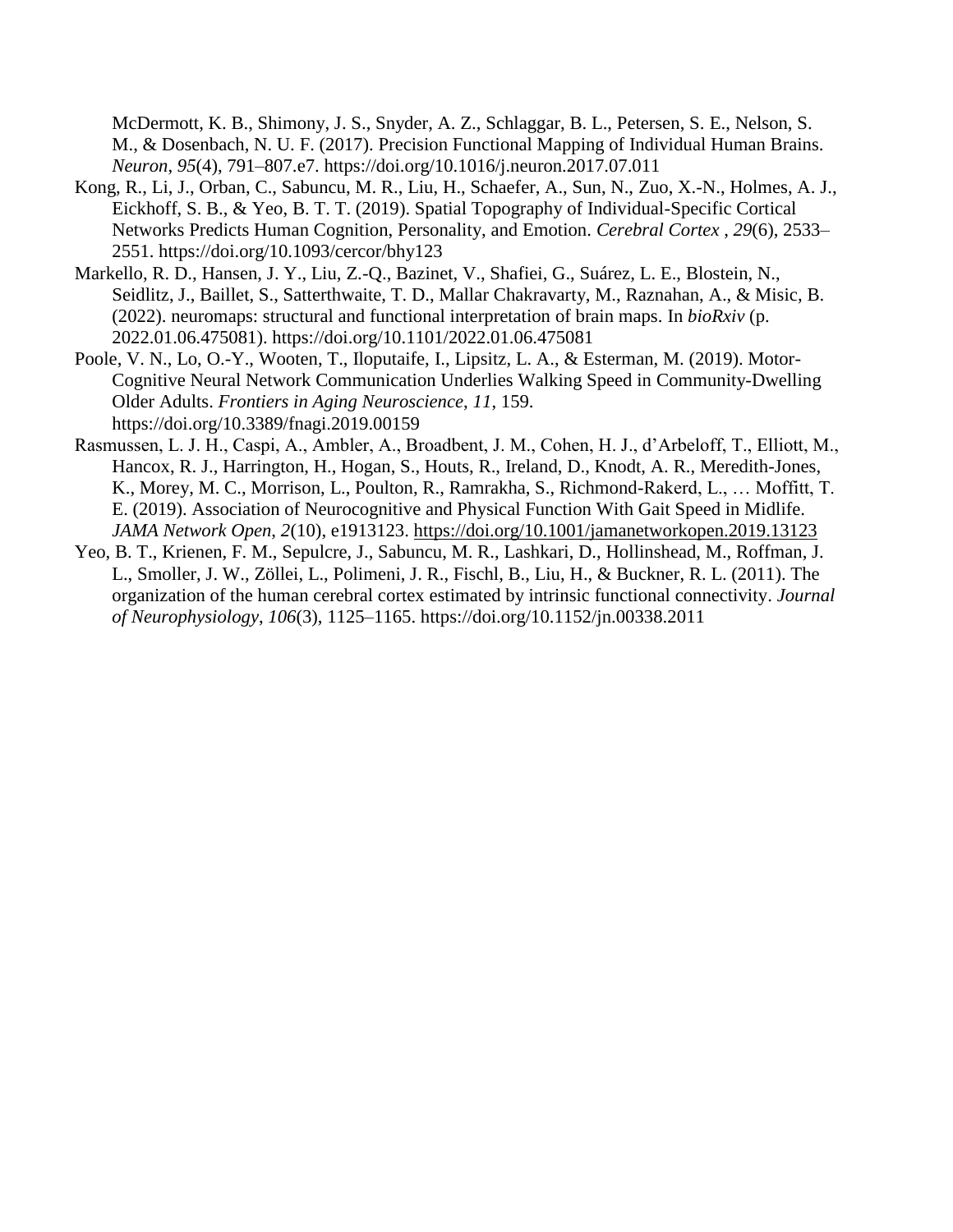McDermott, K. B., Shimony, J. S., Snyder, A. Z., Schlaggar, B. L., Petersen, S. E., Nelson, S. M., & Dosenbach, N. U. F. (2017). Precision Functional Mapping of Individual Human Brains. *Neuron*, *95*(4), 791–807.e7. https://doi.org/10.1016/j.neuron.2017.07.011

Kong, R., Li, J., Orban, C., Sabuncu, M. R., Liu, H., Schaefer, A., Sun, N., Zuo, X.-N., Holmes, A. J., Eickhoff, S. B., & Yeo, B. T. T. (2019). Spatial Topography of Individual-Specific Cortical Networks Predicts Human Cognition, Personality, and Emotion. *Cerebral Cortex* , *29*(6), 2533–2551. https://doi.org/10.1093/cercor/bhy123

Markello, R. D., Hansen, J. Y., Liu, Z.-Q., Bazinet, V., Shafiei, G., Suárez, L. E., Blostein, N., Seidlitz, J., Baillet, S., Satterthwaite, T. D., Mallar Chakravarty, M., Raznahan, A., & Misic, B. (2022). neuromaps: structural and functional interpretation of brain maps. In *bioRxiv* (p. 2022.01.06.475081). https://doi.org/10.1101/2022.01.06.475081

Poole, V. N., Lo, O.-Y., Wooten, T., Iloputaife, I., Lipsitz, L. A., & Esterman, M. (2019). Motor-Cognitive Neural Network Communication Underlies Walking Speed in Community-Dwelling Older Adults. *Frontiers in Aging Neuroscience*, *11*, 159. https://doi.org/10.3389/fnagi.2019.00159

Rasmussen, L. J. H., Caspi, A., Ambler, A., Broadbent, J. M., Cohen, H. J., d'Arbeloff, T., Elliott, M., Hancox, R. J., Harrington, H., Hogan, S., Houts, R., Ireland, D., Knodt, A. R., Meredith-Jones, K., Morey, M. C., Morrison, L., Poulton, R., Ramrakha, S., Richmond-Rakerd, L., … Moffitt, T. E. (2019). Association of Neurocognitive and Physical Function With Gait Speed in Midlife. *JAMA Network Open*, *2*(10), e1913123. https://doi.org/10.1001/jamanetworkopen.2019.13123

Yeo, B. T., Krienen, F. M., Sepulcre, J., Sabuncu, M. R., Lashkari, D., Hollinshead, M., Roffman, J. L., Smoller, J. W., Zöllei, L., Polimeni, J. R., Fischl, B., Liu, H., & Buckner, R. L. (2011). The organization of the human cerebral cortex estimated by intrinsic functional connectivity. *Journal of Neurophysiology*, *106*(3), 1125–1165. https://doi.org/10.1152/jn.00338.2011